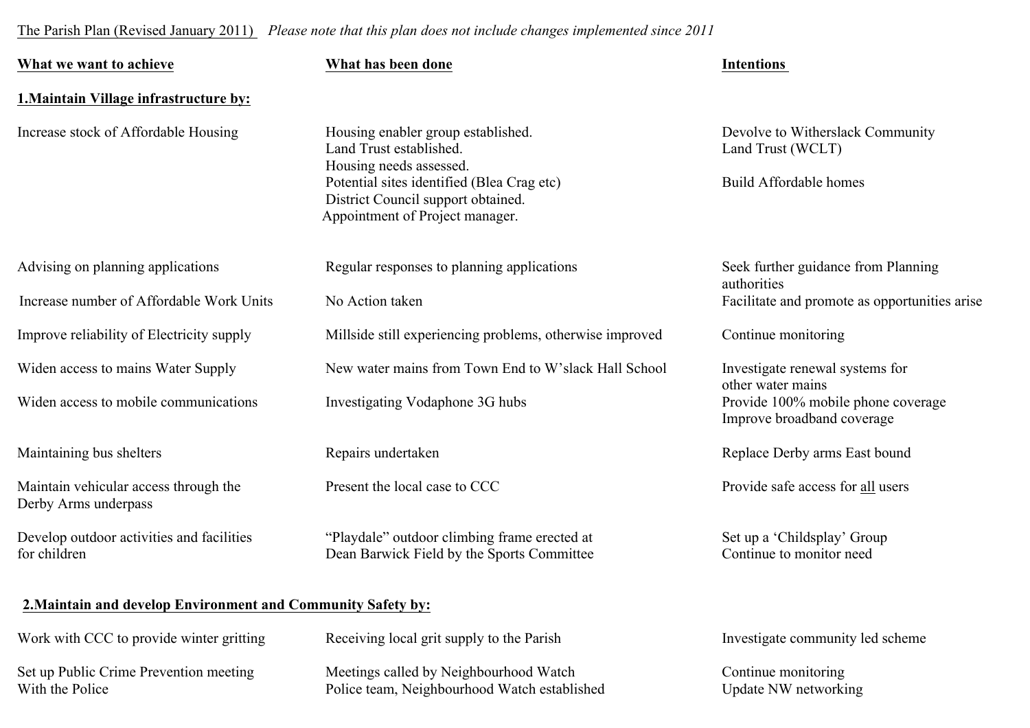The Parish Plan (Revised January 2011) *Please note that this plan does not include changes implemented since 2011*

| **What we want to achieve** | **What has been done** | **Intentions** |
|---|---|---|
| **1.Maintain Village infrastructure by:** | | |
| Increase stock of Affordable Housing | Housing enabler group established. Land Trust established. Housing needs assessed. Potential sites identified (Blea Crag etc) District Council support obtained. Appointment of Project manager. | Devolve to Witherslack Community Land Trust (WCLT) Build Affordable homes |
| Advising on planning applications | Regular responses to planning applications | Seek further guidance from Planning authorities |
| Increase number of Affordable Work Units | No Action taken | Facilitate and promote as opportunities arise |
| Improve reliability of Electricity supply | Millside still experiencing problems, otherwise improved | Continue monitoring |
| Widen access to mains Water Supply | New water mains from Town End to W'slack Hall School | Investigate renewal systems for other water mains |
| Widen access to mobile communications | Investigating Vodaphone 3G hubs | Provide 100% mobile phone coverage Improve broadband coverage |
| Maintaining bus shelters | Repairs undertaken | Replace Derby arms East bound |
| Maintain vehicular access through the Derby Arms underpass | Present the local case to CCC | Provide safe access for <u>all</u> users |
| Develop outdoor activities and facilities for children | "Playdale" outdoor climbing frame erected at Dean Barwick Field by the Sports Committee | Set up a 'Childsplay' Group Continue to monitor need |
| **2.Maintain and develop Environment and Community Safety by:** | | |
| Work with CCC to provide winter gritting | Receiving local grit supply to the Parish | Investigate community led scheme |
| Set up Public Crime Prevention meeting With the Police | Meetings called by Neighbourhood Watch Police team, Neighbourhood Watch established | Continue monitoring Update NW networking |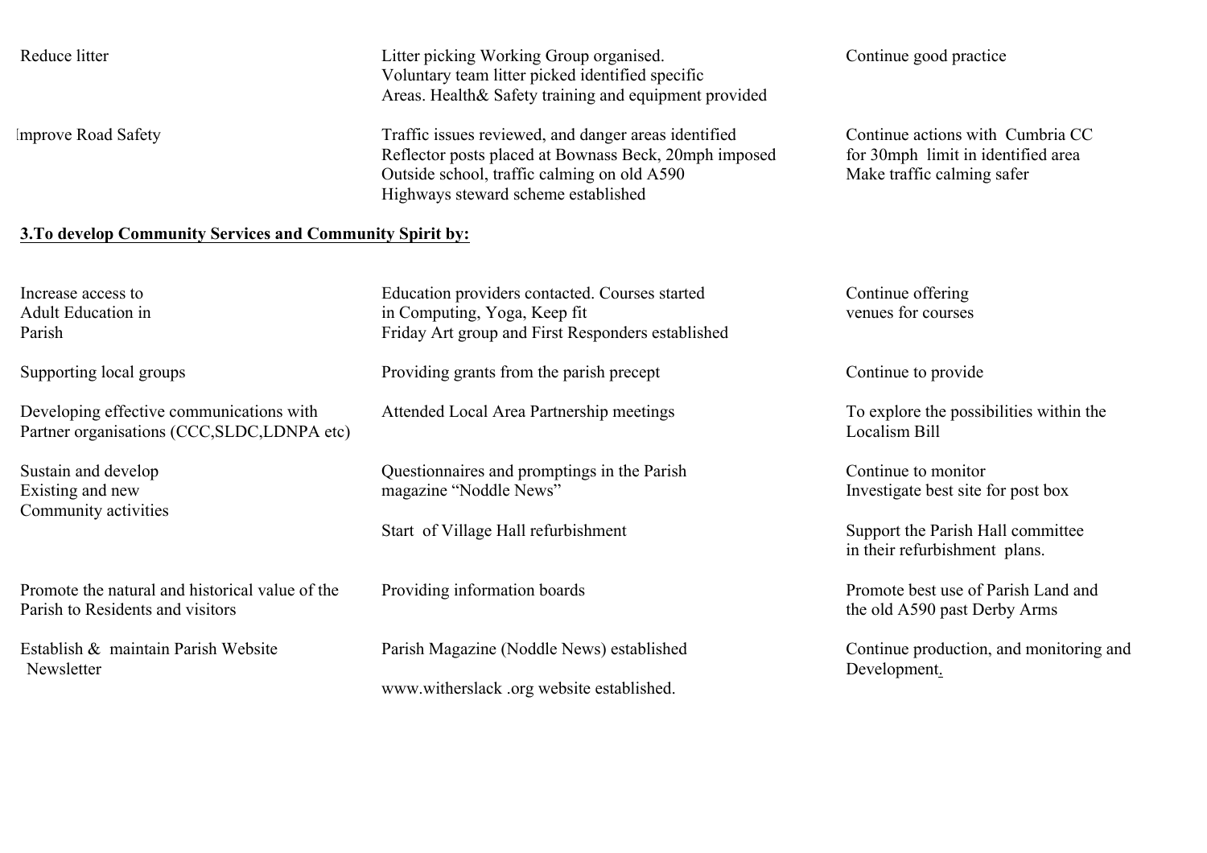| | | |
|---|---|---|
| Reduce litter | Litter picking Working Group organised. Voluntary team litter picked identified specific Areas. Health& Safety training and equipment provided | Continue good practice |
| Improve Road Safety | Traffic issues reviewed, and danger areas identified Reflector posts placed at Bownass Beck, 20mph imposed Outside school, traffic calming on old A590 Highways steward scheme established | Continue actions with Cumbria CC for 30mph limit in identified area Make traffic calming safer |

**3.To develop Community Services and Community Spirit by:**

| | | |
|---|---|---|
| Increase access to Adult Education in Parish | Education providers contacted. Courses started in Computing, Yoga, Keep fit Friday Art group and First Responders established | Continue offering venues for courses |
| Supporting local groups | Providing grants from the parish precept | Continue to provide |
| Developing effective communications with Partner organisations (CCC,SLDC,LDNPA etc) | Attended Local Area Partnership meetings | To explore the possibilities within the Localism Bill |
| Sustain and develop Existing and new Community activities | Questionnaires and promptings in the Parish magazine "Noddle News" | Continue to monitor Investigate best site for post box |
| | Start of Village Hall refurbishment | Support the Parish Hall committee in their refurbishment plans. |
| Promote the natural and historical value of the Parish to Residents and visitors | Providing information boards | Promote best use of Parish Land and the old A590 past Derby Arms |
| Establish & maintain Parish Website Newsletter | Parish Magazine (Noddle News) established<br><br>www.witherslack .org website established. | Continue production, and monitoring and Development. |